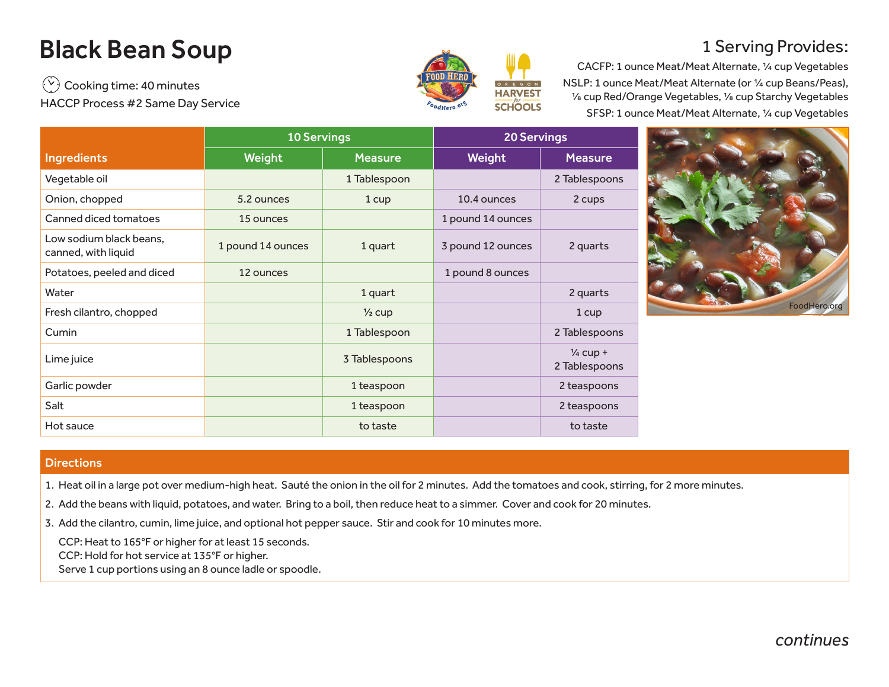# Black Bean Soup

Cooking time: 40 minutes

HACCP Process #2 Same Day Service

## 1 Serving Provides:

CACFP: 1 ounce Meat/Meat Alternate, ¼ cup Vegetables

NSLP: 1 ounce Meat/Meat Alternate (or ¼ cup Beans/Peas), ⅛ cup Red/Orange Vegetables, ⅛ cup Starchy Vegetables

SFSP: 1 ounce Meat/Meat Alternate, ¼ cup Vegetables

| Ingredients | 10 Servings | | 20 Servings | |
|---|---|---|---|---|
| | Weight | Measure | Weight | Measure |
| Vegetable oil | | 1 Tablespoon | | 2 Tablespoons |
| Onion, chopped | 5.2 ounces | 1 cup | 10.4 ounces | 2 cups |
| Canned diced tomatoes | 15 ounces | | 1 pound 14 ounces | |
| Low sodium black beans, canned, with liquid | 1 pound 14 ounces | 1 quart | 3 pound 12 ounces | 2 quarts |
| Potatoes, peeled and diced | 12 ounces | | 1 pound 8 ounces | |
| Water | | 1 quart | | 2 quarts |
| Fresh cilantro, chopped | | ½ cup | | 1 cup |
| Cumin | | 1 Tablespoon | | 2 Tablespoons |
| Lime juice | | 3 Tablespoons | | ¼ cup + 2 Tablespoons |
| Garlic powder | | 1 teaspoon | | 2 teaspoons |
| Salt | | 1 teaspoon | | 2 teaspoons |
| Hot sauce | | to taste | | to taste |

## Directions

1. Heat oil in a large pot over medium-high heat. Sauté the onion in the oil for 2 minutes. Add the tomatoes and cook, stirring, for 2 more minutes.
2. Add the beans with liquid, potatoes, and water. Bring to a boil, then reduce heat to a simmer. Cover and cook for 20 minutes.
3. Add the cilantro, cumin, lime juice, and optional hot pepper sauce. Stir and cook for 10 minutes more.

   CCP: Heat to 165°F or higher for at least 15 seconds.
   CCP: Hold for hot service at 135°F or higher.
   Serve 1 cup portions using an 8 ounce ladle or spoodle.

*continues*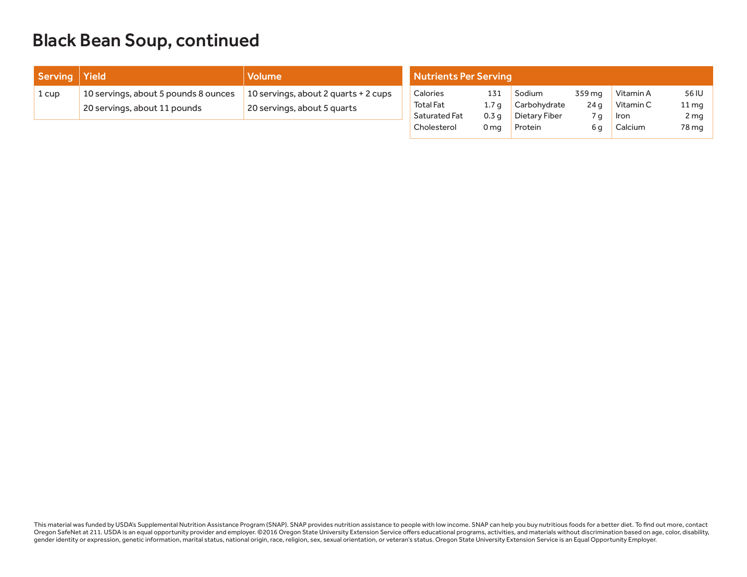# Black Bean Soup, continued

| Serving | Yield | Volume |
|---|---|---|
| 1 cup | 10 servings, about 5 pounds 8 ounces | 10 servings, about 2 quarts + 2 cups |
| | 20 servings, about 11 pounds | 20 servings, about 5 quarts |

| Nutrients Per Serving | | | | | |
|---|---|---|---|---|---|
| Calories | 131 | Sodium | 359 mg | Vitamin A | 56 IU |
| Total Fat | 1.7 g | Carbohydrate | 24 g | Vitamin C | 11 mg |
| Saturated Fat | 0.3 g | Dietary Fiber | 7 g | Iron | 2 mg |
| Cholesterol | 0 mg | Protein | 6 g | Calcium | 78 mg |

This material was funded by USDA's Supplemental Nutrition Assistance Program (SNAP). SNAP provides nutrition assistance to people with low income. SNAP can help you buy nutritious foods for a better diet. To find out more, contact Oregon SafeNet at 211. USDA is an equal opportunity provider and employer. ©2016 Oregon State University Extension Service offers educational programs, activities, and materials without discrimination based on age, color, disability, gender identity or expression, genetic information, marital status, national origin, race, religion, sex, sexual orientation, or veteran's status. Oregon State University Extension Service is an Equal Opportunity Employer.